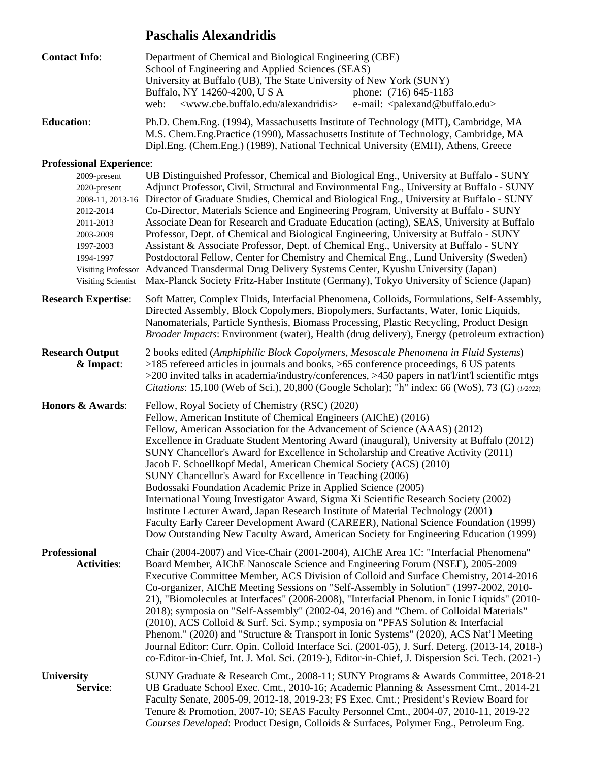# Paschalis Alexandridis

**Contact Info**:

Department of Chemical and Biological Engineering (CBE)
School of Engineering and Applied Sciences (SEAS)
University at Buffalo (UB), The State University of New York (SUNY)
Buffalo, NY 14260-4200, U S A phone: (716) 645-1183
web: <www.cbe.buffalo.edu/alexandridis> e-mail: <palexand@buffalo.edu>

**Education**:

Ph.D. Chem.Eng. (1994), Massachusetts Institute of Technology (MIT), Cambridge, MA
M.S. Chem.Eng.Practice (1990), Massachusetts Institute of Technology, Cambridge, MA
Dipl.Eng. (Chem.Eng.) (1989), National Technical University (ΕΜΠ), Athens, Greece

**Professional Experience**:

| | |
|---|---|
| 2009-present | UB Distinguished Professor, Chemical and Biological Eng., University at Buffalo - SUNY |
| 2020-present | Adjunct Professor, Civil, Structural and Environmental Eng., University at Buffalo - SUNY |
| 2008-11, 2013-16 | Director of Graduate Studies, Chemical and Biological Eng., University at Buffalo - SUNY |
| 2012-2014 | Co-Director, Materials Science and Engineering Program, University at Buffalo - SUNY |
| 2011-2013 | Associate Dean for Research and Graduate Education (acting), SEAS, University at Buffalo |
| 2003-2009 | Professor, Dept. of Chemical and Biological Engineering, University at Buffalo - SUNY |
| 1997-2003 | Assistant & Associate Professor, Dept. of Chemical Eng., University at Buffalo - SUNY |
| 1994-1997 | Postdoctoral Fellow, Center for Chemistry and Chemical Eng., Lund University (Sweden) |
| Visiting Professor | Advanced Transdermal Drug Delivery Systems Center, Kyushu University (Japan) |
| Visiting Scientist | Max-Planck Society Fritz-Haber Institute (Germany), Tokyo University of Science (Japan) |

**Research Expertise**:

Soft Matter, Complex Fluids, Interfacial Phenomena, Colloids, Formulations, Self-Assembly, Directed Assembly, Block Copolymers, Biopolymers, Surfactants, Water, Ionic Liquids, Nanomaterials, Particle Synthesis, Biomass Processing, Plastic Recycling, Product Design
*Broader Impacts*: Environment (water), Health (drug delivery), Energy (petroleum extraction)

**Research Output & Impact**:

2 books edited (*Amphiphilic Block Copolymers*, *Mesoscale Phenomena in Fluid Systems*)
>185 refereed articles in journals and books, >65 conference proceedings, 6 US patents
>200 invited talks in academia/industry/conferences, >450 papers in nat'l/int'l scientific mtgs
*Citations*: 15,100 (Web of Sci.), 20,800 (Google Scholar); "h" index: 66 (WoS), 73 (G) (*1/2022*)

**Honors & Awards**:

Fellow, Royal Society of Chemistry (RSC) (2020)
Fellow, American Institute of Chemical Engineers (AIChE) (2016)
Fellow, American Association for the Advancement of Science (AAAS) (2012)
Excellence in Graduate Student Mentoring Award (inaugural), University at Buffalo (2012)
SUNY Chancellor's Award for Excellence in Scholarship and Creative Activity (2011)
Jacob F. Schoellkopf Medal, American Chemical Society (ACS) (2010)
SUNY Chancellor's Award for Excellence in Teaching (2006)
Bodossaki Foundation Academic Prize in Applied Science (2005)
International Young Investigator Award, Sigma Xi Scientific Research Society (2002)
Institute Lecturer Award, Japan Research Institute of Material Technology (2001)
Faculty Early Career Development Award (CAREER), National Science Foundation (1999)
Dow Outstanding New Faculty Award, American Society for Engineering Education (1999)

**Professional Activities**:

Chair (2004-2007) and Vice-Chair (2001-2004), AIChE Area 1C: "Interfacial Phenomena"
Board Member, AIChE Nanoscale Science and Engineering Forum (NSEF), 2005-2009
Executive Committee Member, ACS Division of Colloid and Surface Chemistry, 2014-2016
Co-organizer, AIChE Meeting Sessions on "Self-Assembly in Solution" (1997-2002, 2010-21), "Biomolecules at Interfaces" (2006-2008), "Interfacial Phenom. in Ionic Liquids" (2010-2018); symposia on "Self-Assembly" (2002-04, 2016) and "Chem. of Colloidal Materials" (2010), ACS Colloid & Surf. Sci. Symp.; symposia on "PFAS Solution & Interfacial Phenom." (2020) and "Structure & Transport in Ionic Systems" (2020), ACS Nat'l Meeting
Journal Editor: Curr. Opin. Colloid Interface Sci. (2001-05), J. Surf. Deterg. (2013-14, 2018-) co-Editor-in-Chief, Int. J. Mol. Sci. (2019-), Editor-in-Chief, J. Dispersion Sci. Tech. (2021-)

**University Service**:

SUNY Graduate & Research Cmt., 2008-11; SUNY Programs & Awards Committee, 2018-21
UB Graduate School Exec. Cmt., 2010-16; Academic Planning & Assessment Cmt., 2014-21
Faculty Senate, 2005-09, 2012-18, 2019-23; FS Exec. Cmt.; President's Review Board for Tenure & Promotion, 2007-10; SEAS Faculty Personnel Cmt., 2004-07, 2010-11, 2019-22
*Courses Developed*: Product Design, Colloids & Surfaces, Polymer Eng., Petroleum Eng.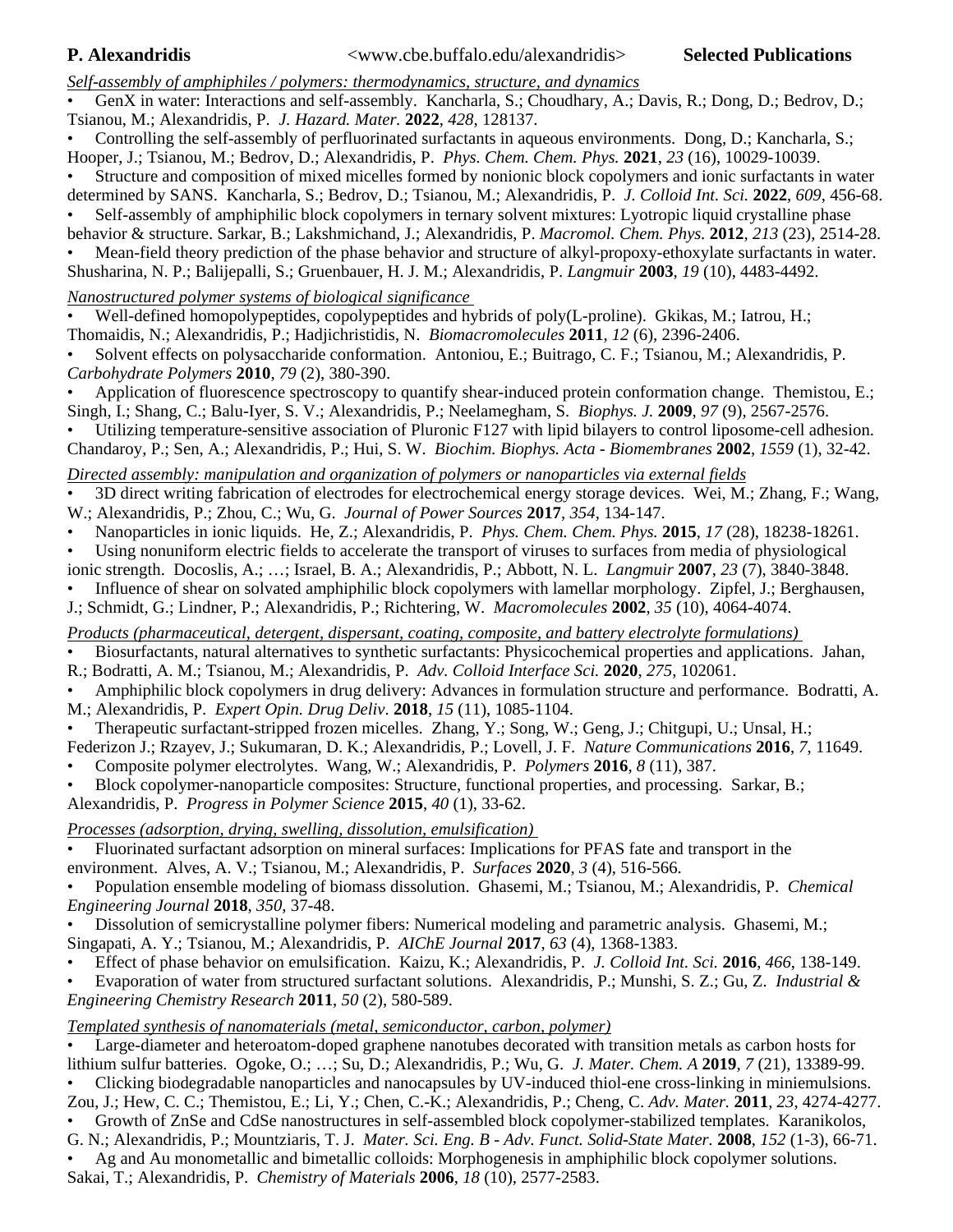**P. Alexandridis** <www.cbe.buffalo.edu/alexandridis> **Selected Publications**

*Self-assembly of amphiphiles / polymers: thermodynamics, structure, and dynamics*

- GenX in water: Interactions and self-assembly. Kancharla, S.; Choudhary, A.; Davis, R.; Dong, D.; Bedrov, D.; Tsianou, M.; Alexandridis, P. *J. Hazard. Mater.* **2022**, *428*, 128137.
- Controlling the self-assembly of perfluorinated surfactants in aqueous environments. Dong, D.; Kancharla, S.; Hooper, J.; Tsianou, M.; Bedrov, D.; Alexandridis, P. *Phys. Chem. Chem. Phys.* **2021**, *23* (16), 10029-10039.
- Structure and composition of mixed micelles formed by nonionic block copolymers and ionic surfactants in water determined by SANS. Kancharla, S.; Bedrov, D.; Tsianou, M.; Alexandridis, P. *J. Colloid Int. Sci.* **2022**, *609*, 456-68.
- Self-assembly of amphiphilic block copolymers in ternary solvent mixtures: Lyotropic liquid crystalline phase behavior & structure. Sarkar, B.; Lakshmichand, J.; Alexandridis, P. *Macromol. Chem. Phys.* **2012**, *213* (23), 2514-28.
- Mean-field theory prediction of the phase behavior and structure of alkyl-propoxy-ethoxylate surfactants in water. Shusharina, N. P.; Balijepalli, S.; Gruenbauer, H. J. M.; Alexandridis, P. *Langmuir* **2003**, *19* (10), 4483-4492.

*Nanostructured polymer systems of biological significance*

- Well-defined homopolypeptides, copolypeptides and hybrids of poly(L-proline). Gkikas, M.; Iatrou, H.; Thomaidis, N.; Alexandridis, P.; Hadjichristidis, N. *Biomacromolecules* **2011**, *12* (6), 2396-2406.
- Solvent effects on polysaccharide conformation. Antoniou, E.; Buitrago, C. F.; Tsianou, M.; Alexandridis, P. *Carbohydrate Polymers* **2010**, *79* (2), 380-390.
- Application of fluorescence spectroscopy to quantify shear-induced protein conformation change. Themistou, E.; Singh, I.; Shang, C.; Balu-Iyer, S. V.; Alexandridis, P.; Neelamegham, S. *Biophys. J.* **2009**, *97* (9), 2567-2576.
- Utilizing temperature-sensitive association of Pluronic F127 with lipid bilayers to control liposome-cell adhesion. Chandaroy, P.; Sen, A.; Alexandridis, P.; Hui, S. W. *Biochim. Biophys. Acta - Biomembranes* **2002**, *1559* (1), 32-42.

*Directed assembly: manipulation and organization of polymers or nanoparticles via external fields*

- 3D direct writing fabrication of electrodes for electrochemical energy storage devices. Wei, M.; Zhang, F.; Wang, W.; Alexandridis, P.; Zhou, C.; Wu, G. *Journal of Power Sources* **2017**, *354*, 134-147.
- Nanoparticles in ionic liquids. He, Z.; Alexandridis, P. *Phys. Chem. Chem. Phys.* **2015**, *17* (28), 18238-18261.
- Using nonuniform electric fields to accelerate the transport of viruses to surfaces from media of physiological ionic strength. Docoslis, A.; …; Israel, B. A.; Alexandridis, P.; Abbott, N. L. *Langmuir* **2007**, *23* (7), 3840-3848.
- Influence of shear on solvated amphiphilic block copolymers with lamellar morphology. Zipfel, J.; Berghausen, J.; Schmidt, G.; Lindner, P.; Alexandridis, P.; Richtering, W. *Macromolecules* **2002**, *35* (10), 4064-4074.

*Products (pharmaceutical, detergent, dispersant, coating, composite, and battery electrolyte formulations)*

- Biosurfactants, natural alternatives to synthetic surfactants: Physicochemical properties and applications. Jahan, R.; Bodratti, A. M.; Tsianou, M.; Alexandridis, P. *Adv. Colloid Interface Sci.* **2020**, *275*, 102061.
- Amphiphilic block copolymers in drug delivery: Advances in formulation structure and performance. Bodratti, A. M.; Alexandridis, P. *Expert Opin. Drug Deliv*. **2018**, *15* (11), 1085-1104.
- Therapeutic surfactant-stripped frozen micelles. Zhang, Y.; Song, W.; Geng, J.; Chitgupi, U.; Unsal, H.; Federizon J.; Rzayev, J.; Sukumaran, D. K.; Alexandridis, P.; Lovell, J. F. *Nature Communications* **2016**, *7*, 11649.
- Composite polymer electrolytes. Wang, W.; Alexandridis, P. *Polymers* **2016**, *8* (11), 387.
- Block copolymer-nanoparticle composites: Structure, functional properties, and processing. Sarkar, B.; Alexandridis, P. *Progress in Polymer Science* **2015**, *40* (1), 33-62.

*Processes (adsorption, drying, swelling, dissolution, emulsification)*

- Fluorinated surfactant adsorption on mineral surfaces: Implications for PFAS fate and transport in the environment. Alves, A. V.; Tsianou, M.; Alexandridis, P. *Surfaces* **2020**, *3* (4), 516-566.
- Population ensemble modeling of biomass dissolution. Ghasemi, M.; Tsianou, M.; Alexandridis, P. *Chemical Engineering Journal* **2018**, *350*, 37-48.
- Dissolution of semicrystalline polymer fibers: Numerical modeling and parametric analysis. Ghasemi, M.; Singapati, A. Y.; Tsianou, M.; Alexandridis, P. *AIChE Journal* **2017**, *63* (4), 1368-1383.
- Effect of phase behavior on emulsification. Kaizu, K.; Alexandridis, P. *J. Colloid Int. Sci.* **2016**, *466*, 138-149.
- Evaporation of water from structured surfactant solutions. Alexandridis, P.; Munshi, S. Z.; Gu, Z. *Industrial & Engineering Chemistry Research* **2011**, *50* (2), 580-589.

*Templated synthesis of nanomaterials (metal, semiconductor, carbon, polymer)*

- Large-diameter and heteroatom-doped graphene nanotubes decorated with transition metals as carbon hosts for lithium sulfur batteries. Ogoke, O.; …; Su, D.; Alexandridis, P.; Wu, G. *J. Mater. Chem. A* **2019**, *7* (21), 13389-99.
- Clicking biodegradable nanoparticles and nanocapsules by UV-induced thiol-ene cross-linking in miniemulsions. Zou, J.; Hew, C. C.; Themistou, E.; Li, Y.; Chen, C.-K.; Alexandridis, P.; Cheng, C. *Adv. Mater.* **2011**, *23*, 4274-4277.
- Growth of ZnSe and CdSe nanostructures in self-assembled block copolymer-stabilized templates. Karanikolos, G. N.; Alexandridis, P.; Mountziaris, T. J. *Mater. Sci. Eng. B - Adv. Funct. Solid-State Mater.* **2008**, *152* (1-3), 66-71.
- Ag and Au monometallic and bimetallic colloids: Morphogenesis in amphiphilic block copolymer solutions. Sakai, T.; Alexandridis, P. *Chemistry of Materials* **2006**, *18* (10), 2577-2583.